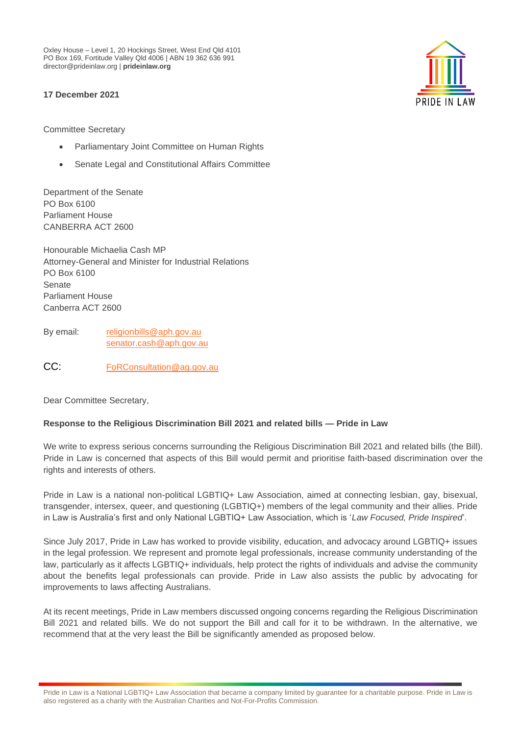Oxley House – Level 1, 20 Hockings Street, West End Qld 4101
PO Box 169, Fortitude Valley Qld 4006 | ABN 19 362 636 991
director@prideinlaw.org | **prideinlaw.org**

PRIDE IN LAW

**17 December 2021**

Committee Secretary

- Parliamentary Joint Committee on Human Rights
- Senate Legal and Constitutional Affairs Committee

Department of the Senate
PO Box 6100
Parliament House
CANBERRA ACT 2600

Honourable Michaelia Cash MP
Attorney-General and Minister for Industrial Relations
PO Box 6100
Senate
Parliament House
Canberra ACT 2600

By email: religionbills@aph.gov.au
senator.cash@aph.gov.au

CC: FoRConsultation@ag.gov.au

Dear Committee Secretary,

**Response to the Religious Discrimination Bill 2021 and related bills — Pride in Law**

We write to express serious concerns surrounding the Religious Discrimination Bill 2021 and related bills (the Bill). Pride in Law is concerned that aspects of this Bill would permit and prioritise faith-based discrimination over the rights and interests of others.

Pride in Law is a national non-political LGBTIQ+ Law Association, aimed at connecting lesbian, gay, bisexual, transgender, intersex, queer, and questioning (LGBTIQ+) members of the legal community and their allies. Pride in Law is Australia's first and only National LGBTIQ+ Law Association, which is '*Law Focused, Pride Inspired*'.

Since July 2017, Pride in Law has worked to provide visibility, education, and advocacy around LGBTIQ+ issues in the legal profession. We represent and promote legal professionals, increase community understanding of the law, particularly as it affects LGBTIQ+ individuals, help protect the rights of individuals and advise the community about the benefits legal professionals can provide. Pride in Law also assists the public by advocating for improvements to laws affecting Australians.

At its recent meetings, Pride in Law members discussed ongoing concerns regarding the Religious Discrimination Bill 2021 and related bills. We do not support the Bill and call for it to be withdrawn. In the alternative, we recommend that at the very least the Bill be significantly amended as proposed below.

Pride in Law is a National LGBTIQ+ Law Association that became a company limited by guarantee for a charitable purpose. Pride in Law is also registered as a charity with the Australian Charities and Not-For-Profits Commission.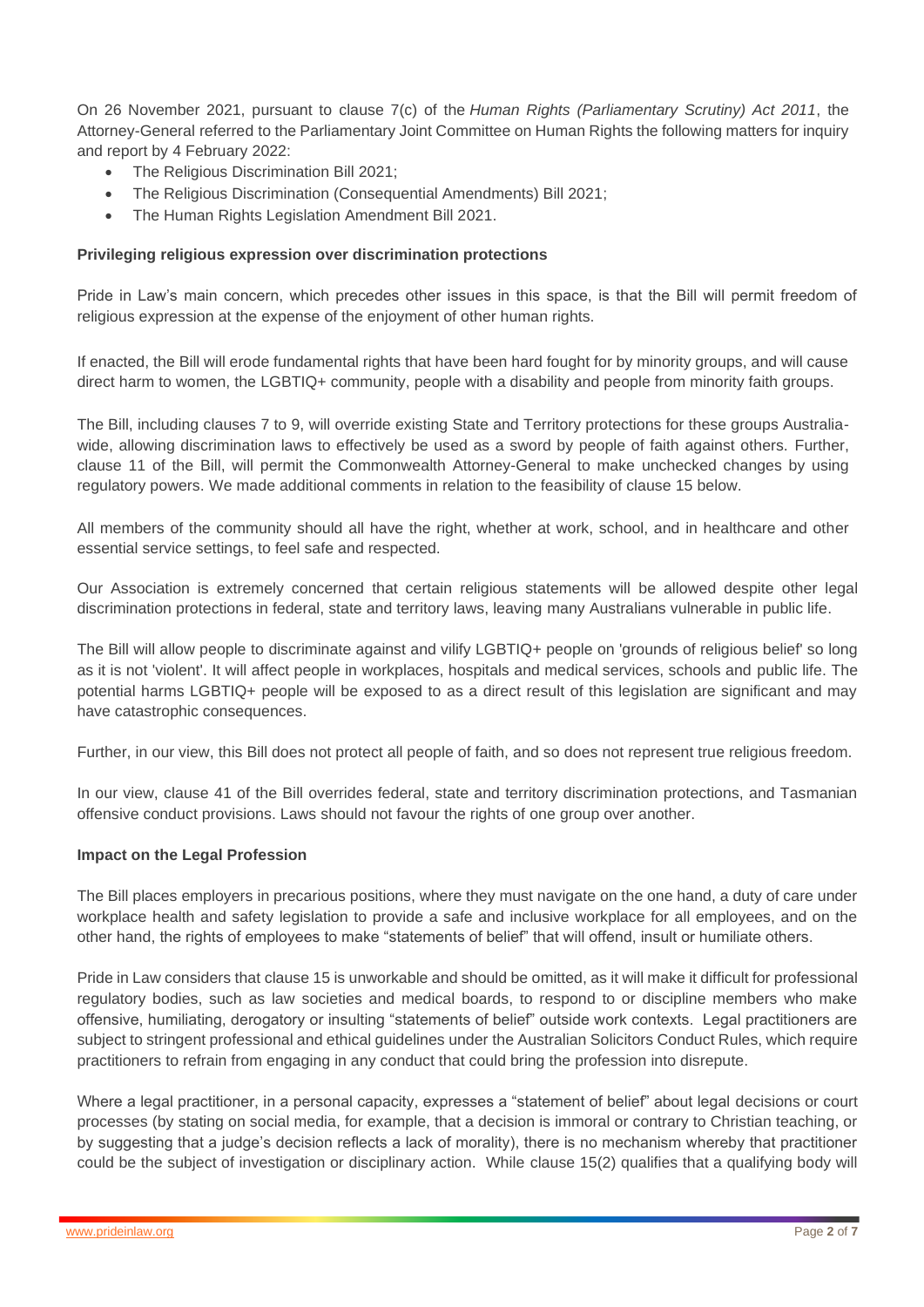On 26 November 2021, pursuant to clause 7(c) of the *Human Rights (Parliamentary Scrutiny) Act 2011*, the Attorney-General referred to the Parliamentary Joint Committee on Human Rights the following matters for inquiry and report by 4 February 2022:

- The Religious Discrimination Bill 2021;
- The Religious Discrimination (Consequential Amendments) Bill 2021;
- The Human Rights Legislation Amendment Bill 2021.

**Privileging religious expression over discrimination protections**

Pride in Law's main concern, which precedes other issues in this space, is that the Bill will permit freedom of religious expression at the expense of the enjoyment of other human rights.

If enacted, the Bill will erode fundamental rights that have been hard fought for by minority groups, and will cause direct harm to women, the LGBTIQ+ community, people with a disability and people from minority faith groups.

The Bill, including clauses 7 to 9, will override existing State and Territory protections for these groups Australia-wide, allowing discrimination laws to effectively be used as a sword by people of faith against others. Further, clause 11 of the Bill, will permit the Commonwealth Attorney-General to make unchecked changes by using regulatory powers. We made additional comments in relation to the feasibility of clause 15 below.

All members of the community should all have the right, whether at work, school, and in healthcare and other essential service settings, to feel safe and respected.

Our Association is extremely concerned that certain religious statements will be allowed despite other legal discrimination protections in federal, state and territory laws, leaving many Australians vulnerable in public life.

The Bill will allow people to discriminate against and vilify LGBTIQ+ people on 'grounds of religious belief' so long as it is not 'violent'. It will affect people in workplaces, hospitals and medical services, schools and public life. The potential harms LGBTIQ+ people will be exposed to as a direct result of this legislation are significant and may have catastrophic consequences.

Further, in our view, this Bill does not protect all people of faith, and so does not represent true religious freedom.

In our view, clause 41 of the Bill overrides federal, state and territory discrimination protections, and Tasmanian offensive conduct provisions. Laws should not favour the rights of one group over another.

**Impact on the Legal Profession**

The Bill places employers in precarious positions, where they must navigate on the one hand, a duty of care under workplace health and safety legislation to provide a safe and inclusive workplace for all employees, and on the other hand, the rights of employees to make "statements of belief" that will offend, insult or humiliate others.

Pride in Law considers that clause 15 is unworkable and should be omitted, as it will make it difficult for professional regulatory bodies, such as law societies and medical boards, to respond to or discipline members who make offensive, humiliating, derogatory or insulting "statements of belief" outside work contexts. Legal practitioners are subject to stringent professional and ethical guidelines under the Australian Solicitors Conduct Rules, which require practitioners to refrain from engaging in any conduct that could bring the profession into disrepute.

Where a legal practitioner, in a personal capacity, expresses a "statement of belief" about legal decisions or court processes (by stating on social media, for example, that a decision is immoral or contrary to Christian teaching, or by suggesting that a judge's decision reflects a lack of morality), there is no mechanism whereby that practitioner could be the subject of investigation or disciplinary action. While clause 15(2) qualifies that a qualifying body will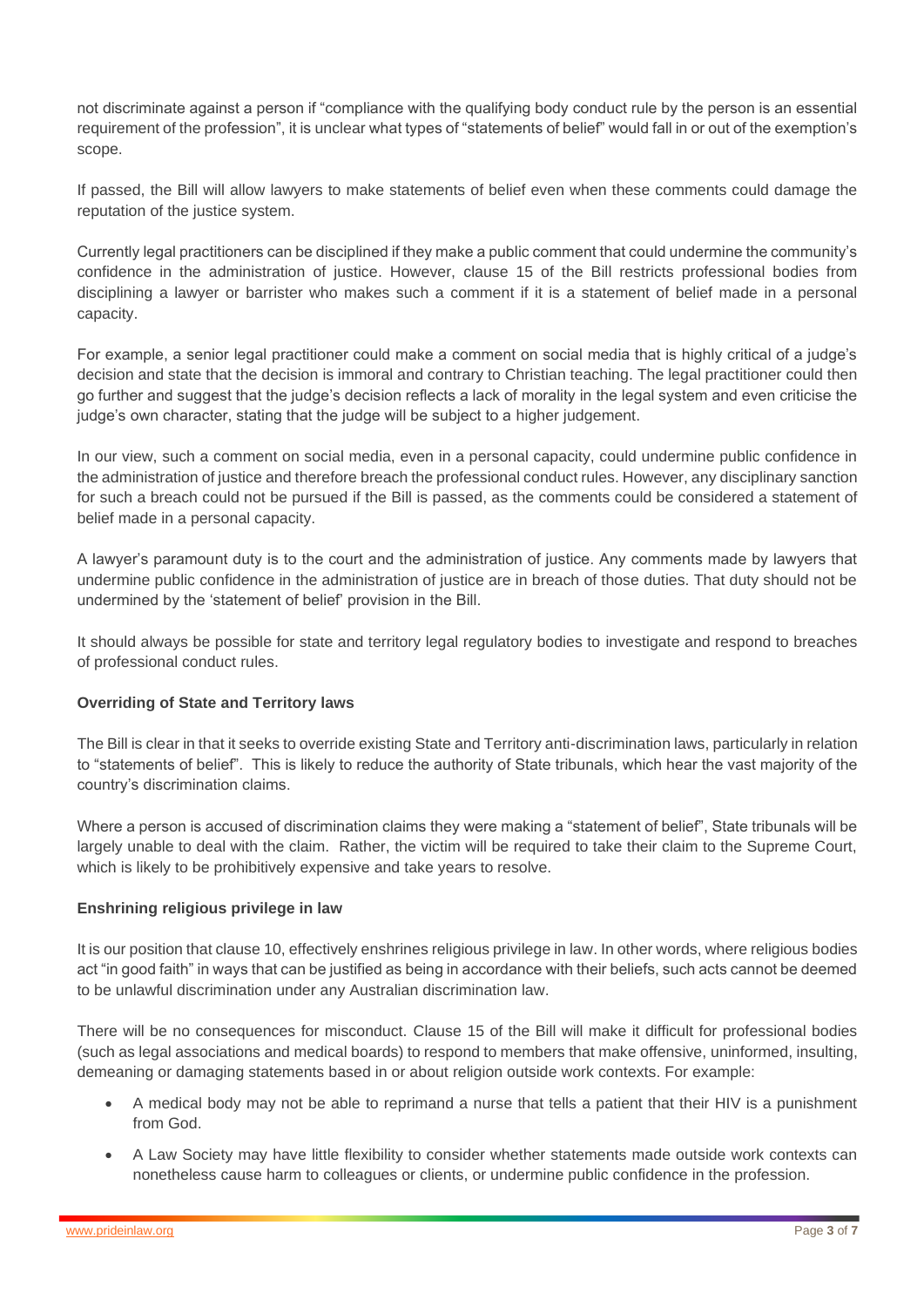not discriminate against a person if "compliance with the qualifying body conduct rule by the person is an essential requirement of the profession", it is unclear what types of "statements of belief" would fall in or out of the exemption's scope.

If passed, the Bill will allow lawyers to make statements of belief even when these comments could damage the reputation of the justice system.

Currently legal practitioners can be disciplined if they make a public comment that could undermine the community's confidence in the administration of justice. However, clause 15 of the Bill restricts professional bodies from disciplining a lawyer or barrister who makes such a comment if it is a statement of belief made in a personal capacity.

For example, a senior legal practitioner could make a comment on social media that is highly critical of a judge's decision and state that the decision is immoral and contrary to Christian teaching. The legal practitioner could then go further and suggest that the judge's decision reflects a lack of morality in the legal system and even criticise the judge's own character, stating that the judge will be subject to a higher judgement.

In our view, such a comment on social media, even in a personal capacity, could undermine public confidence in the administration of justice and therefore breach the professional conduct rules. However, any disciplinary sanction for such a breach could not be pursued if the Bill is passed, as the comments could be considered a statement of belief made in a personal capacity.

A lawyer's paramount duty is to the court and the administration of justice. Any comments made by lawyers that undermine public confidence in the administration of justice are in breach of those duties. That duty should not be undermined by the 'statement of belief' provision in the Bill.

It should always be possible for state and territory legal regulatory bodies to investigate and respond to breaches of professional conduct rules.

**Overriding of State and Territory laws**

The Bill is clear in that it seeks to override existing State and Territory anti-discrimination laws, particularly in relation to "statements of belief". This is likely to reduce the authority of State tribunals, which hear the vast majority of the country's discrimination claims.

Where a person is accused of discrimination claims they were making a "statement of belief", State tribunals will be largely unable to deal with the claim. Rather, the victim will be required to take their claim to the Supreme Court, which is likely to be prohibitively expensive and take years to resolve.

**Enshrining religious privilege in law**

It is our position that clause 10, effectively enshrines religious privilege in law. In other words, where religious bodies act "in good faith" in ways that can be justified as being in accordance with their beliefs, such acts cannot be deemed to be unlawful discrimination under any Australian discrimination law.

There will be no consequences for misconduct. Clause 15 of the Bill will make it difficult for professional bodies (such as legal associations and medical boards) to respond to members that make offensive, uninformed, insulting, demeaning or damaging statements based in or about religion outside work contexts. For example:

- A medical body may not be able to reprimand a nurse that tells a patient that their HIV is a punishment from God.
- A Law Society may have little flexibility to consider whether statements made outside work contexts can nonetheless cause harm to colleagues or clients, or undermine public confidence in the profession.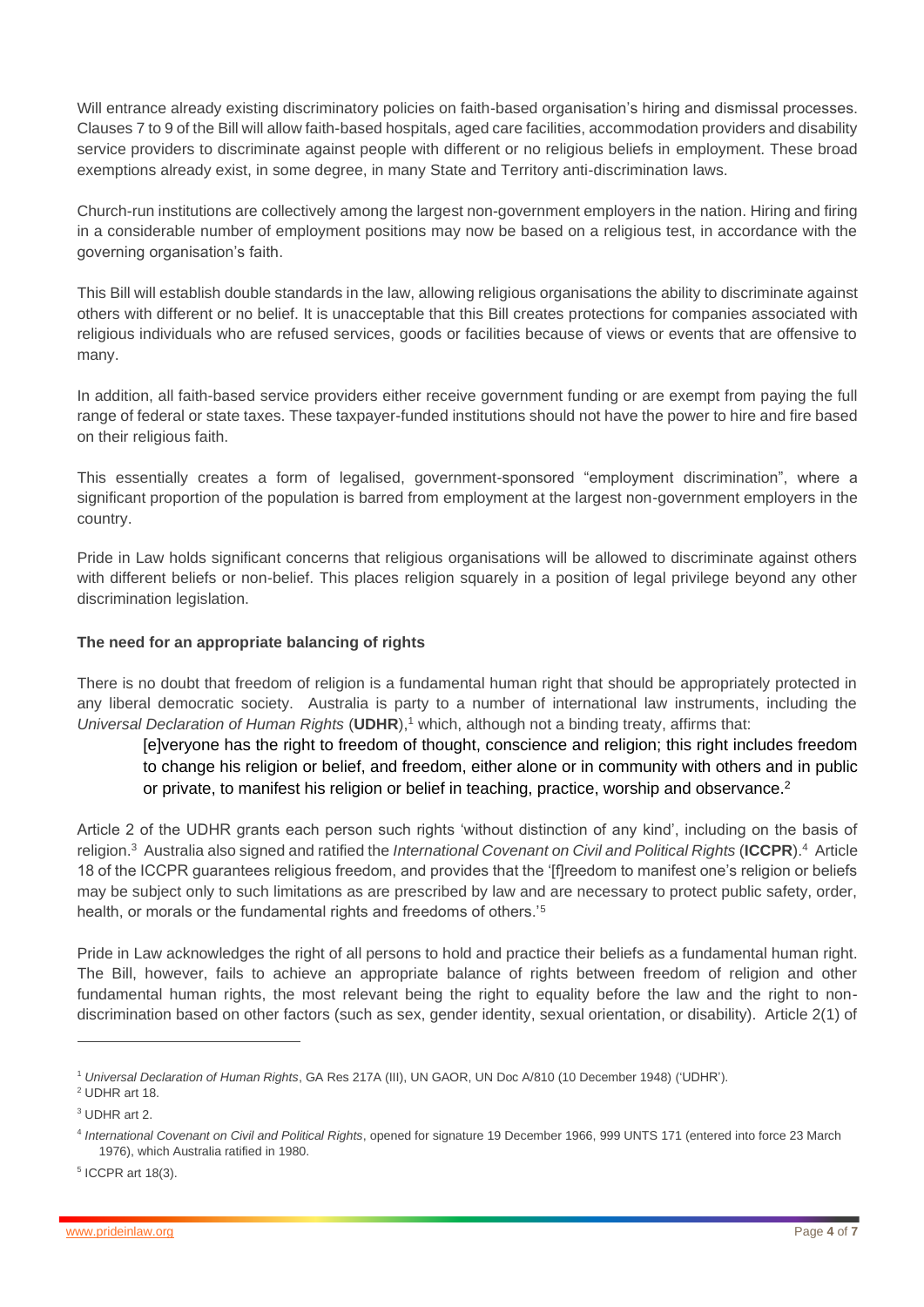Will entrance already existing discriminatory policies on faith-based organisation's hiring and dismissal processes. Clauses 7 to 9 of the Bill will allow faith-based hospitals, aged care facilities, accommodation providers and disability service providers to discriminate against people with different or no religious beliefs in employment. These broad exemptions already exist, in some degree, in many State and Territory anti-discrimination laws.

Church-run institutions are collectively among the largest non-government employers in the nation. Hiring and firing in a considerable number of employment positions may now be based on a religious test, in accordance with the governing organisation's faith.

This Bill will establish double standards in the law, allowing religious organisations the ability to discriminate against others with different or no belief. It is unacceptable that this Bill creates protections for companies associated with religious individuals who are refused services, goods or facilities because of views or events that are offensive to many.

In addition, all faith-based service providers either receive government funding or are exempt from paying the full range of federal or state taxes. These taxpayer-funded institutions should not have the power to hire and fire based on their religious faith.

This essentially creates a form of legalised, government-sponsored "employment discrimination", where a significant proportion of the population is barred from employment at the largest non-government employers in the country.

Pride in Law holds significant concerns that religious organisations will be allowed to discriminate against others with different beliefs or non-belief. This places religion squarely in a position of legal privilege beyond any other discrimination legislation.

**The need for an appropriate balancing of rights**

There is no doubt that freedom of religion is a fundamental human right that should be appropriately protected in any liberal democratic society. Australia is party to a number of international law instruments, including the *Universal Declaration of Human Rights* (**UDHR**),[1] which, although not a binding treaty, affirms that:

> [e]veryone has the right to freedom of thought, conscience and religion; this right includes freedom to change his religion or belief, and freedom, either alone or in community with others and in public or private, to manifest his religion or belief in teaching, practice, worship and observance.[2]

Article 2 of the UDHR grants each person such rights 'without distinction of any kind', including on the basis of religion.[3] Australia also signed and ratified the *International Covenant on Civil and Political Rights* (**ICCPR**).[4] Article 18 of the ICCPR guarantees religious freedom, and provides that the '[f]reedom to manifest one's religion or beliefs may be subject only to such limitations as are prescribed by law and are necessary to protect public safety, order, health, or morals or the fundamental rights and freedoms of others.'[5]

Pride in Law acknowledges the right of all persons to hold and practice their beliefs as a fundamental human right. The Bill, however, fails to achieve an appropriate balance of rights between freedom of religion and other fundamental human rights, the most relevant being the right to equality before the law and the right to non-discrimination based on other factors (such as sex, gender identity, sexual orientation, or disability). Article 2(1) of

---

[1] *Universal Declaration of Human Rights*, GA Res 217A (III), UN GAOR, UN Doc A/810 (10 December 1948) ('UDHR').

[2] UDHR art 18.

[3] UDHR art 2.

[4] *International Covenant on Civil and Political Rights*, opened for signature 19 December 1966, 999 UNTS 171 (entered into force 23 March 1976), which Australia ratified in 1980.

[5] ICCPR art 18(3).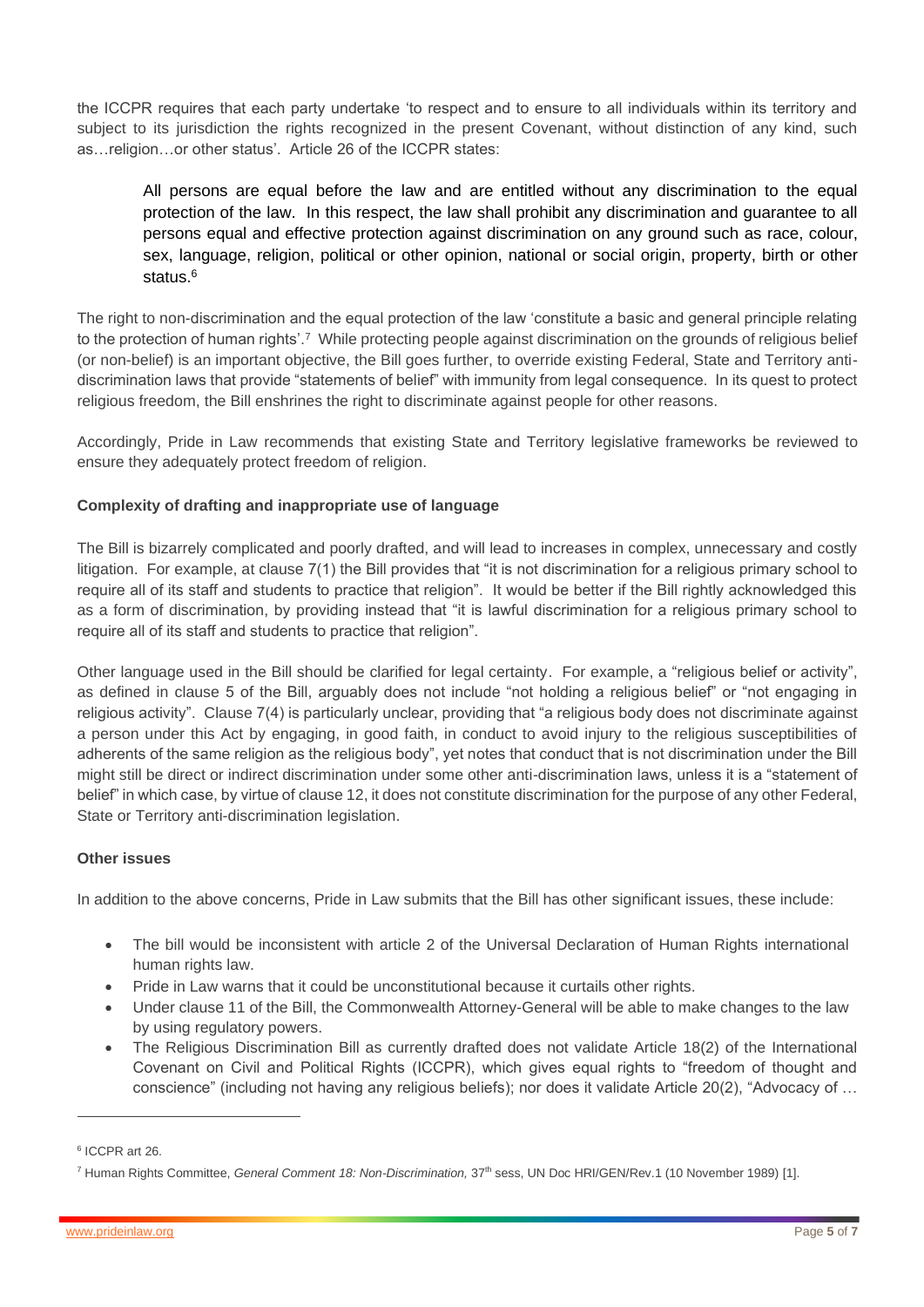the ICCPR requires that each party undertake 'to respect and to ensure to all individuals within its territory and subject to its jurisdiction the rights recognized in the present Covenant, without distinction of any kind, such as…religion…or other status'. Article 26 of the ICCPR states:

> All persons are equal before the law and are entitled without any discrimination to the equal protection of the law. In this respect, the law shall prohibit any discrimination and guarantee to all persons equal and effective protection against discrimination on any ground such as race, colour, sex, language, religion, political or other opinion, national or social origin, property, birth or other status.[6]

The right to non-discrimination and the equal protection of the law 'constitute a basic and general principle relating to the protection of human rights'.[7] While protecting people against discrimination on the grounds of religious belief (or non-belief) is an important objective, the Bill goes further, to override existing Federal, State and Territory anti-discrimination laws that provide "statements of belief" with immunity from legal consequence. In its quest to protect religious freedom, the Bill enshrines the right to discriminate against people for other reasons.

Accordingly, Pride in Law recommends that existing State and Territory legislative frameworks be reviewed to ensure they adequately protect freedom of religion.

**Complexity of drafting and inappropriate use of language**

The Bill is bizarrely complicated and poorly drafted, and will lead to increases in complex, unnecessary and costly litigation. For example, at clause 7(1) the Bill provides that "it is not discrimination for a religious primary school to require all of its staff and students to practice that religion". It would be better if the Bill rightly acknowledged this as a form of discrimination, by providing instead that "it is lawful discrimination for a religious primary school to require all of its staff and students to practice that religion".

Other language used in the Bill should be clarified for legal certainty. For example, a "religious belief or activity", as defined in clause 5 of the Bill, arguably does not include "not holding a religious belief" or "not engaging in religious activity". Clause 7(4) is particularly unclear, providing that "a religious body does not discriminate against a person under this Act by engaging, in good faith, in conduct to avoid injury to the religious susceptibilities of adherents of the same religion as the religious body", yet notes that conduct that is not discrimination under the Bill might still be direct or indirect discrimination under some other anti-discrimination laws, unless it is a "statement of belief" in which case, by virtue of clause 12, it does not constitute discrimination for the purpose of any other Federal, State or Territory anti-discrimination legislation.

**Other issues**

In addition to the above concerns, Pride in Law submits that the Bill has other significant issues, these include:

- The bill would be inconsistent with article 2 of the Universal Declaration of Human Rights international human rights law.
- Pride in Law warns that it could be unconstitutional because it curtails other rights.
- Under clause 11 of the Bill, the Commonwealth Attorney-General will be able to make changes to the law by using regulatory powers.
- The Religious Discrimination Bill as currently drafted does not validate Article 18(2) of the International Covenant on Civil and Political Rights (ICCPR), which gives equal rights to "freedom of thought and conscience" (including not having any religious beliefs); nor does it validate Article 20(2), "Advocacy of …

---

[6] ICCPR art 26.

[7] Human Rights Committee, *General Comment 18: Non-Discrimination,* 37th sess, UN Doc HRI/GEN/Rev.1 (10 November 1989) [1].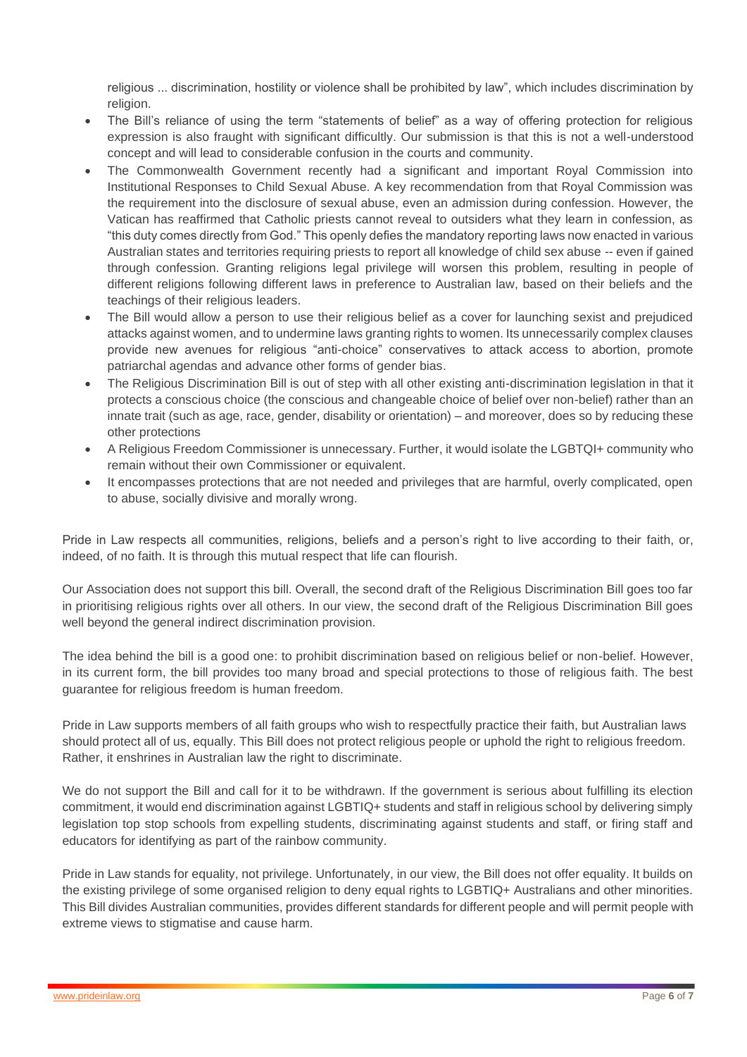religious ... discrimination, hostility or violence shall be prohibited by law", which includes discrimination by religion.

- The Bill's reliance of using the term "statements of belief" as a way of offering protection for religious expression is also fraught with significant difficultly. Our submission is that this is not a well-understood concept and will lead to considerable confusion in the courts and community.
- The Commonwealth Government recently had a significant and important Royal Commission into Institutional Responses to Child Sexual Abuse. A key recommendation from that Royal Commission was the requirement into the disclosure of sexual abuse, even an admission during confession. However, the Vatican has reaffirmed that Catholic priests cannot reveal to outsiders what they learn in confession, as "this duty comes directly from God." This openly defies the mandatory reporting laws now enacted in various Australian states and territories requiring priests to report all knowledge of child sex abuse -- even if gained through confession. Granting religions legal privilege will worsen this problem, resulting in people of different religions following different laws in preference to Australian law, based on their beliefs and the teachings of their religious leaders.
- The Bill would allow a person to use their religious belief as a cover for launching sexist and prejudiced attacks against women, and to undermine laws granting rights to women. Its unnecessarily complex clauses provide new avenues for religious "anti-choice" conservatives to attack access to abortion, promote patriarchal agendas and advance other forms of gender bias.
- The Religious Discrimination Bill is out of step with all other existing anti-discrimination legislation in that it protects a conscious choice (the conscious and changeable choice of belief over non-belief) rather than an innate trait (such as age, race, gender, disability or orientation) – and moreover, does so by reducing these other protections
- A Religious Freedom Commissioner is unnecessary. Further, it would isolate the LGBTQI+ community who remain without their own Commissioner or equivalent.
- It encompasses protections that are not needed and privileges that are harmful, overly complicated, open to abuse, socially divisive and morally wrong.

Pride in Law respects all communities, religions, beliefs and a person's right to live according to their faith, or, indeed, of no faith. It is through this mutual respect that life can flourish.

Our Association does not support this bill. Overall, the second draft of the Religious Discrimination Bill goes too far in prioritising religious rights over all others. In our view, the second draft of the Religious Discrimination Bill goes well beyond the general indirect discrimination provision.

The idea behind the bill is a good one: to prohibit discrimination based on religious belief or non-belief. However, in its current form, the bill provides too many broad and special protections to those of religious faith. The best guarantee for religious freedom is human freedom.

Pride in Law supports members of all faith groups who wish to respectfully practice their faith, but Australian laws should protect all of us, equally. This Bill does not protect religious people or uphold the right to religious freedom. Rather, it enshrines in Australian law the right to discriminate.

We do not support the Bill and call for it to be withdrawn. If the government is serious about fulfilling its election commitment, it would end discrimination against LGBTIQ+ students and staff in religious school by delivering simply legislation top stop schools from expelling students, discriminating against students and staff, or firing staff and educators for identifying as part of the rainbow community.

Pride in Law stands for equality, not privilege. Unfortunately, in our view, the Bill does not offer equality. It builds on the existing privilege of some organised religion to deny equal rights to LGBTIQ+ Australians and other minorities. This Bill divides Australian communities, provides different standards for different people and will permit people with extreme views to stigmatise and cause harm.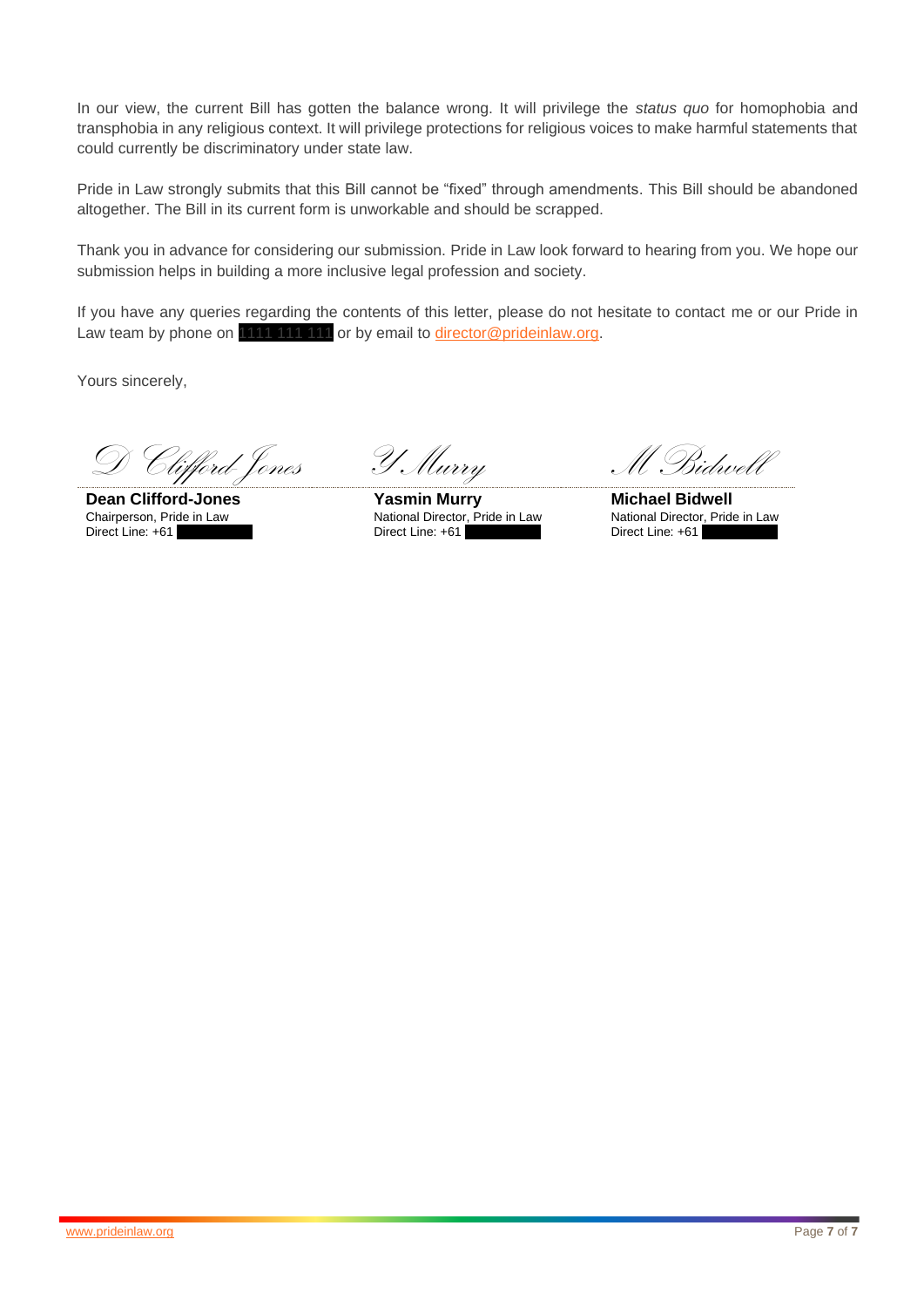In our view, the current Bill has gotten the balance wrong. It will privilege the *status quo* for homophobia and transphobia in any religious context. It will privilege protections for religious voices to make harmful statements that could currently be discriminatory under state law.

Pride in Law strongly submits that this Bill cannot be "fixed" through amendments. This Bill should be abandoned altogether. The Bill in its current form is unworkable and should be scrapped.

Thank you in advance for considering our submission. Pride in Law look forward to hearing from you. We hope our submission helps in building a more inclusive legal profession and society.

If you have any queries regarding the contents of this letter, please do not hesitate to contact me or our Pride in Law team by phone on 1111 111 111 or by email to director@prideinlaw.org.

Yours sincerely,

*D Clifford-Jones*

**Dean Clifford-Jones**
Chairperson, Pride in Law
Direct Line: +61

*Y Murry*

**Yasmin Murry**
National Director, Pride in Law
Direct Line: +61

*M Bidwell*

**Michael Bidwell**
National Director, Pride in Law
Direct Line: +61